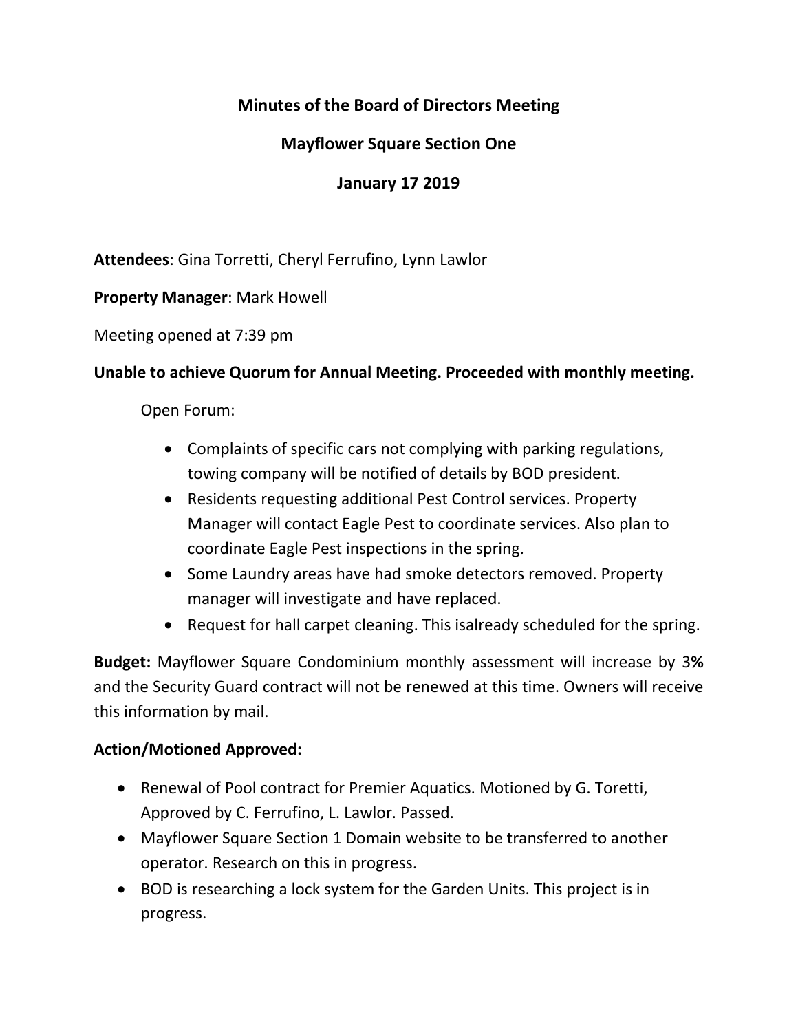# Minutes of the Board of Directors Meeting

## Mayflower Square Section One

## January 17 2019

**Attendees**: Gina Torretti, Cheryl Ferrufino, Lynn Lawlor

**Property Manager**: Mark Howell

Meeting opened at 7:39 pm

**Unable to achieve Quorum for Annual Meeting. Proceeded with monthly meeting.**

Open Forum:

- Complaints of specific cars not complying with parking regulations, towing company will be notified of details by BOD president.
- Residents requesting additional Pest Control services. Property Manager will contact Eagle Pest to coordinate services. Also plan to coordinate Eagle Pest inspections in the spring.
- Some Laundry areas have had smoke detectors removed. Property manager will investigate and have replaced.
- Request for hall carpet cleaning. This isalready scheduled for the spring.

**Budget:** Mayflower Square Condominium monthly assessment will increase by 3**%** and the Security Guard contract will not be renewed at this time. Owners will receive this information by mail.

**Action/Motioned Approved:**

- Renewal of Pool contract for Premier Aquatics. Motioned by G. Toretti, Approved by C. Ferrufino, L. Lawlor. Passed.
- Mayflower Square Section 1 Domain website to be transferred to another operator. Research on this in progress.
- BOD is researching a lock system for the Garden Units. This project is in progress.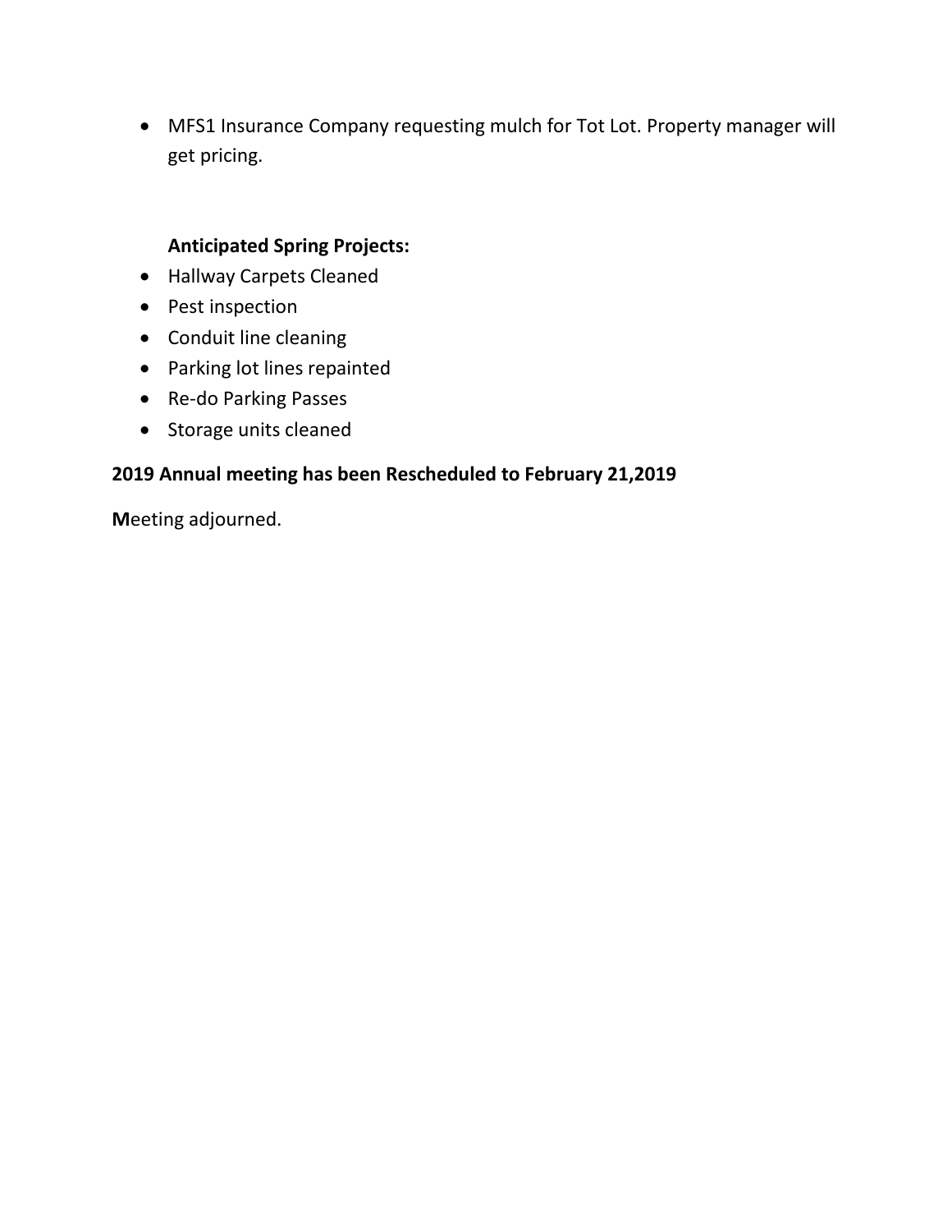- MFS1 Insurance Company requesting mulch for Tot Lot. Property manager will get pricing.

**Anticipated Spring Projects:**

- Hallway Carpets Cleaned
- Pest inspection
- Conduit line cleaning
- Parking lot lines repainted
- Re-do Parking Passes
- Storage units cleaned

**2019 Annual meeting has been Rescheduled to February 21,2019**

**M**eeting adjourned.